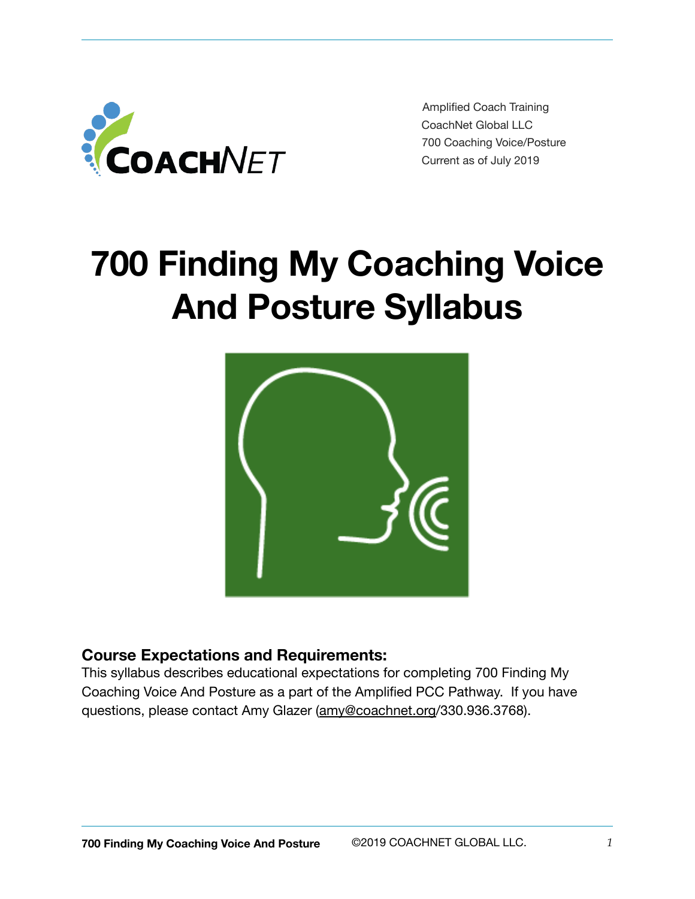Amplified Coach Training
CoachNet Global LLC
700 Coaching Voice/Posture
Current as of July 2019

# 700 Finding My Coaching Voice And Posture Syllabus

### Course Expectations and Requirements:

This syllabus describes educational expectations for completing 700 Finding My Coaching Voice And Posture as a part of the Amplified PCC Pathway. If you have questions, please contact Amy Glazer (amy@coachnet.org/330.936.3768).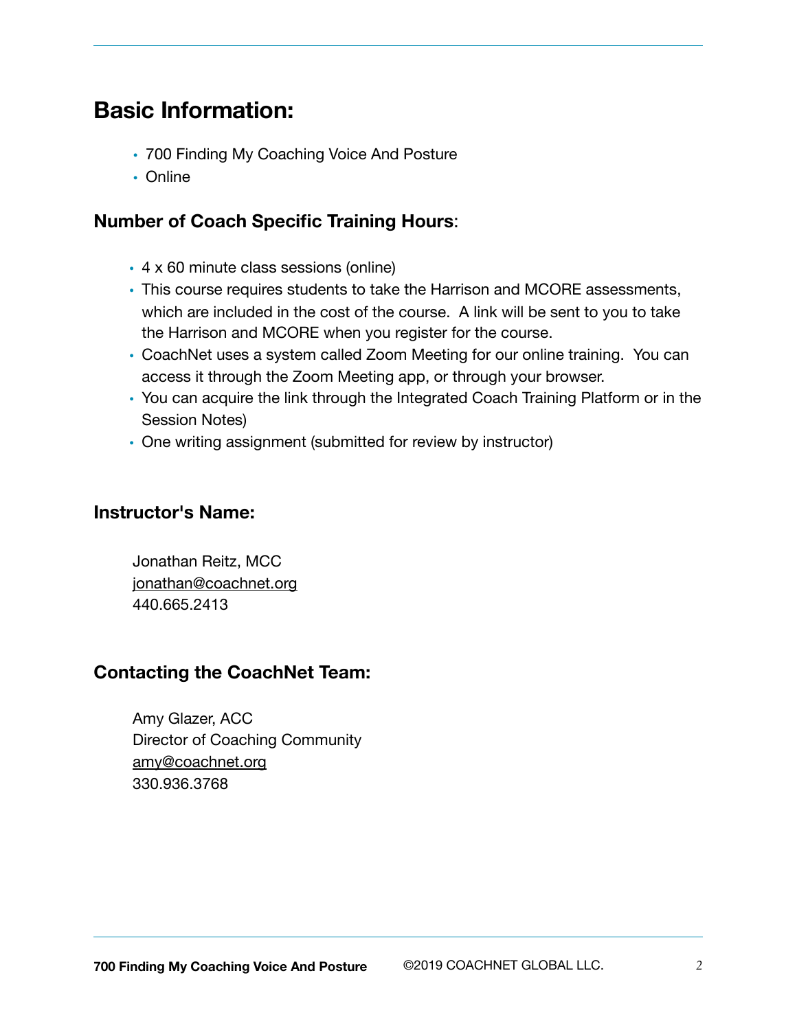# Basic Information:

- 700 Finding My Coaching Voice And Posture
- Online

### **Number of Coach Specific Training Hours**:

- 4 x 60 minute class sessions (online)
- This course requires students to take the Harrison and MCORE assessments, which are included in the cost of the course. A link will be sent to you to take the Harrison and MCORE when you register for the course.
- CoachNet uses a system called Zoom Meeting for our online training. You can access it through the Zoom Meeting app, or through your browser.
- You can acquire the link through the Integrated Coach Training Platform or in the Session Notes)
- One writing assignment (submitted for review by instructor)

### Instructor's Name:

Jonathan Reitz, MCC
jonathan@coachnet.org
440.665.2413

### Contacting the CoachNet Team:

Amy Glazer, ACC
Director of Coaching Community
amy@coachnet.org
330.936.3768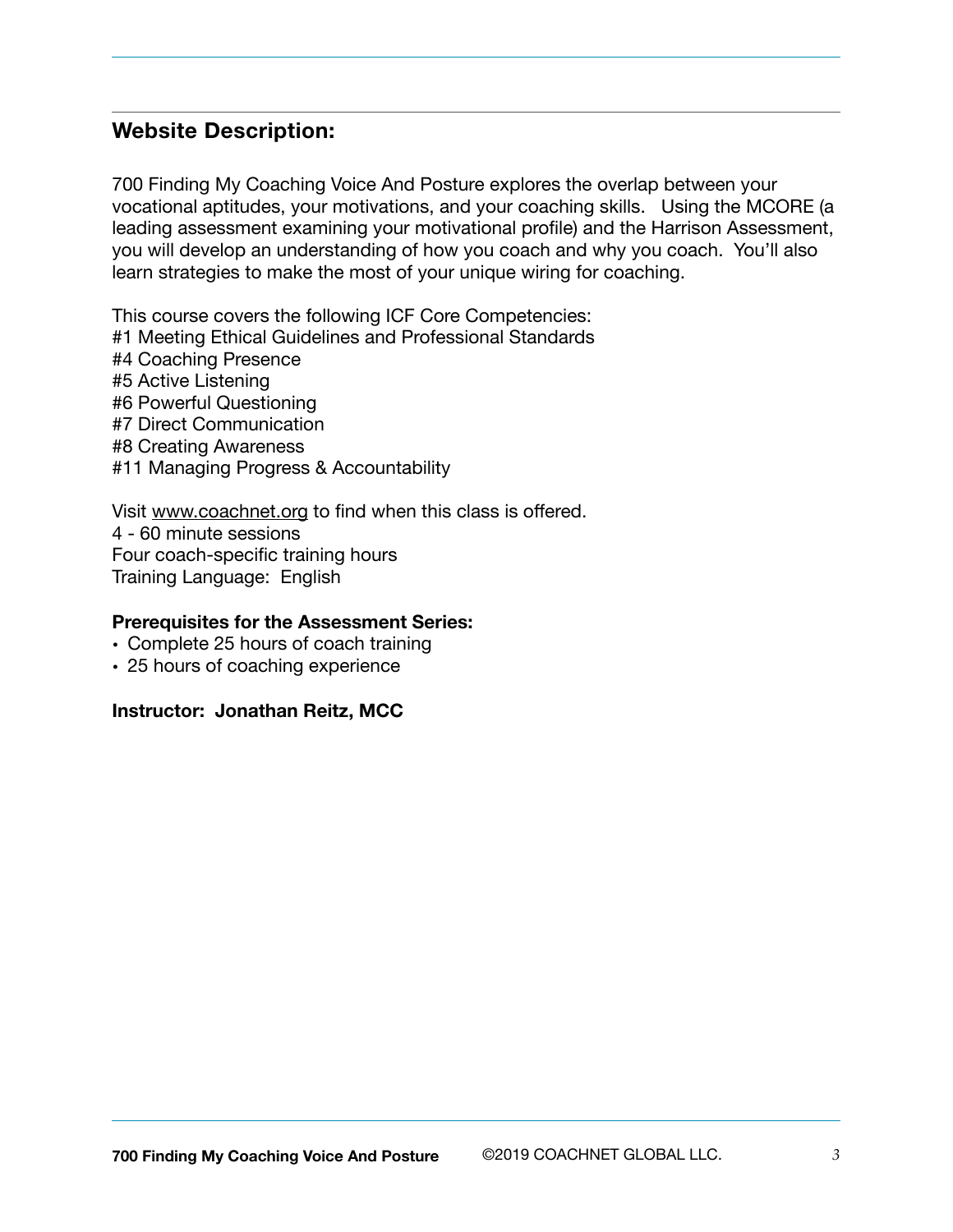## Website Description:

700 Finding My Coaching Voice And Posture explores the overlap between your vocational aptitudes, your motivations, and your coaching skills. Using the MCORE (a leading assessment examining your motivational profile) and the Harrison Assessment, you will develop an understanding of how you coach and why you coach. You'll also learn strategies to make the most of your unique wiring for coaching.

This course covers the following ICF Core Competencies:
#1 Meeting Ethical Guidelines and Professional Standards
#4 Coaching Presence
#5 Active Listening
#6 Powerful Questioning
#7 Direct Communication
#8 Creating Awareness
#11 Managing Progress & Accountability

Visit www.coachnet.org to find when this class is offered.
4 - 60 minute sessions
Four coach-specific training hours
Training Language: English

**Prerequisites for the Assessment Series:**

- Complete 25 hours of coach training
- 25 hours of coaching experience

**Instructor: Jonathan Reitz, MCC**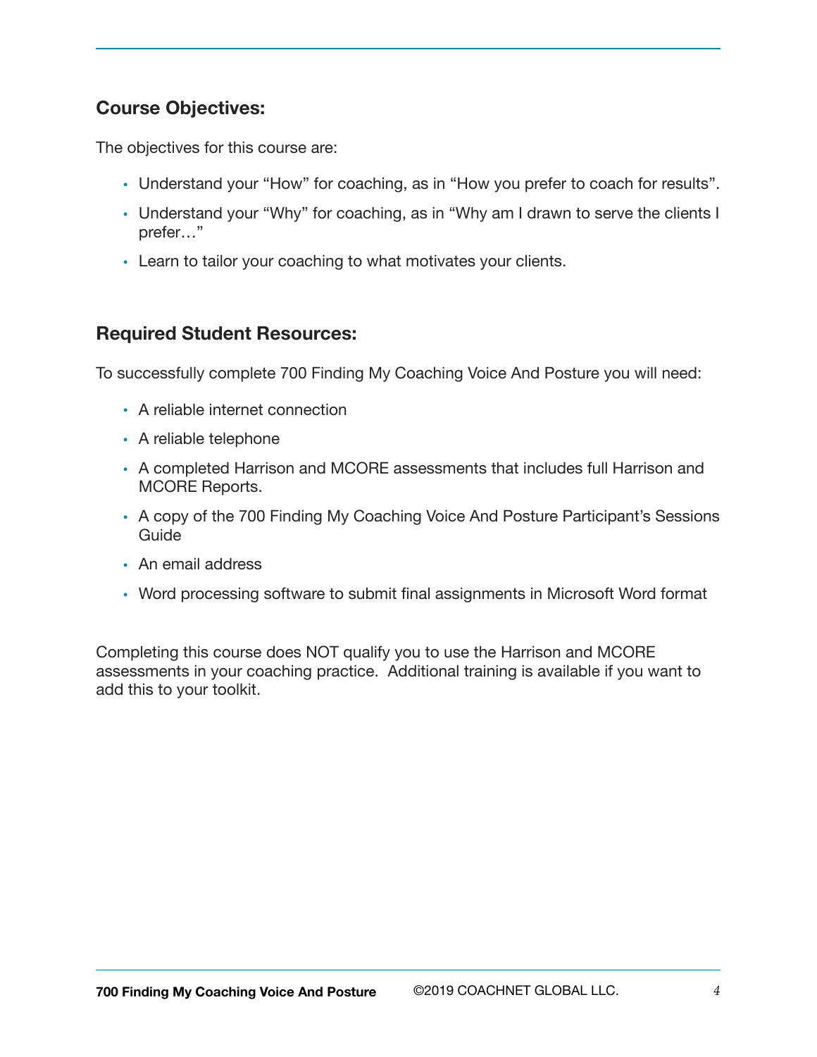## Course Objectives:

The objectives for this course are:

- Understand your "How" for coaching, as in "How you prefer to coach for results".
- Understand your "Why" for coaching, as in "Why am I drawn to serve the clients I prefer…"
- Learn to tailor your coaching to what motivates your clients.

## Required Student Resources:

To successfully complete 700 Finding My Coaching Voice And Posture you will need:

- A reliable internet connection
- A reliable telephone
- A completed Harrison and MCORE assessments that includes full Harrison and MCORE Reports.
- A copy of the 700 Finding My Coaching Voice And Posture Participant's Sessions Guide
- An email address
- Word processing software to submit final assignments in Microsoft Word format

Completing this course does NOT qualify you to use the Harrison and MCORE assessments in your coaching practice. Additional training is available if you want to add this to your toolkit.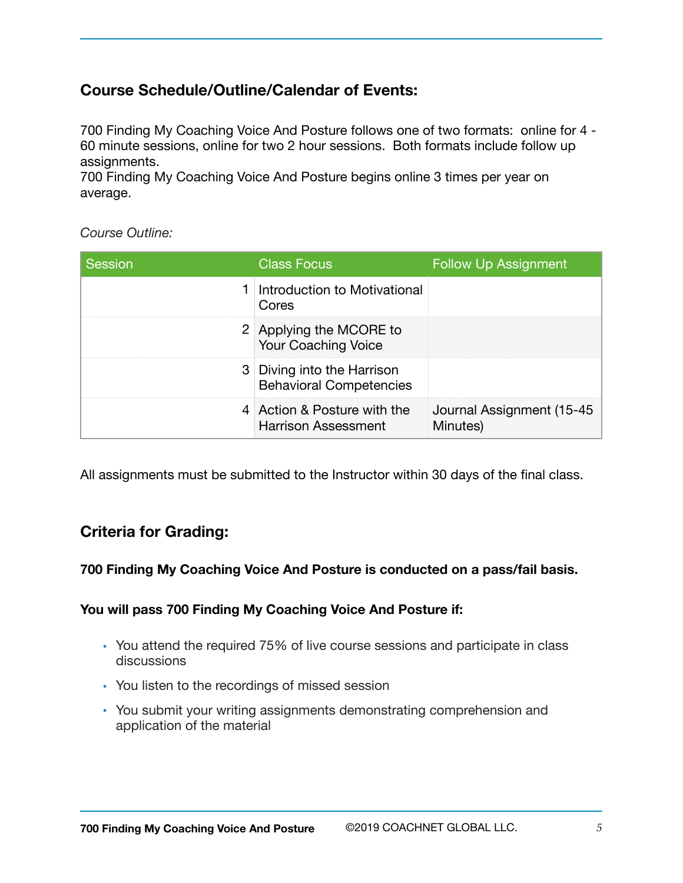## Course Schedule/Outline/Calendar of Events:

700 Finding My Coaching Voice And Posture follows one of two formats: online for 4 - 60 minute sessions, online for two 2 hour sessions. Both formats include follow up assignments.
700 Finding My Coaching Voice And Posture begins online 3 times per year on average.

*Course Outline:*

| Session | Class Focus | Follow Up Assignment |
|---|---|---|
| 1 | Introduction to Motivational Cores | |
| 2 | Applying the MCORE to Your Coaching Voice | |
| 3 | Diving into the Harrison Behavioral Competencies | |
| 4 | Action & Posture with the Harrison Assessment | Journal Assignment (15-45 Minutes) |

All assignments must be submitted to the Instructor within 30 days of the final class.

## Criteria for Grading:

**700 Finding My Coaching Voice And Posture is conducted on a pass/fail basis.**

**You will pass 700 Finding My Coaching Voice And Posture if:**

- You attend the required 75% of live course sessions and participate in class discussions
- You listen to the recordings of missed session
- You submit your writing assignments demonstrating comprehension and application of the material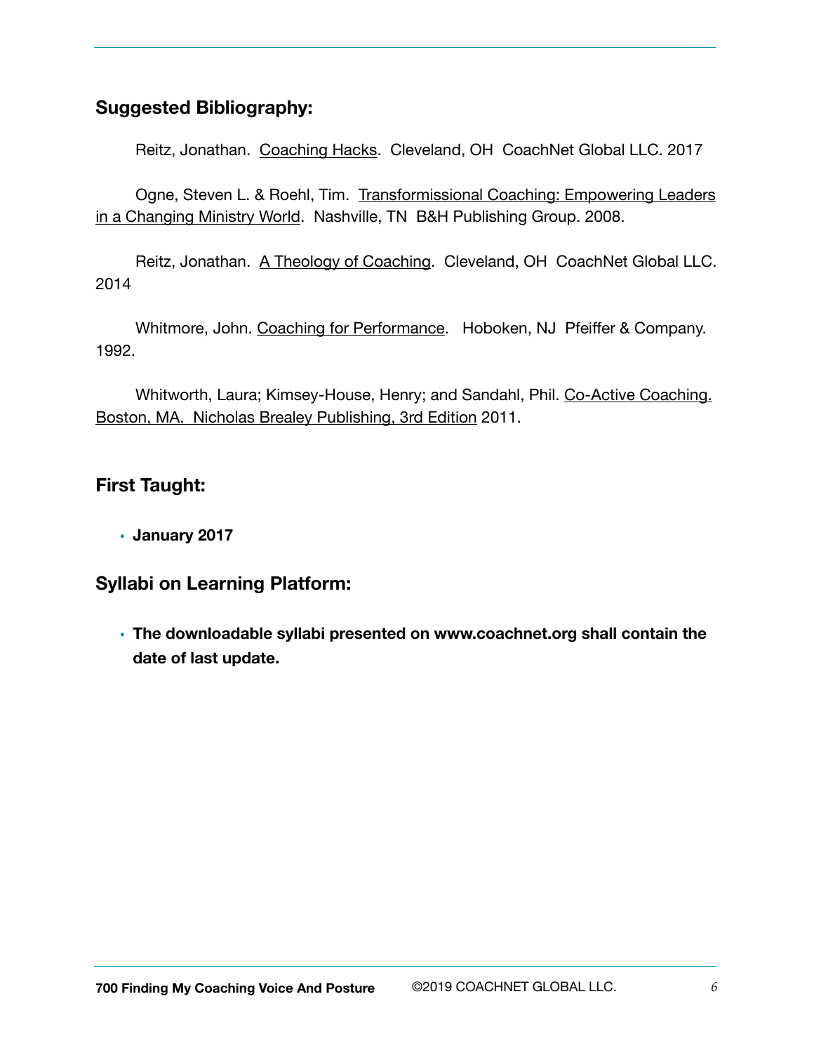## Suggested Bibliography:

Reitz, Jonathan. Coaching Hacks. Cleveland, OH CoachNet Global LLC. 2017

Ogne, Steven L. & Roehl, Tim. Transformissional Coaching: Empowering Leaders in a Changing Ministry World. Nashville, TN B&H Publishing Group. 2008.

Reitz, Jonathan. A Theology of Coaching. Cleveland, OH CoachNet Global LLC. 2014

Whitmore, John. Coaching for Performance. Hoboken, NJ Pfeiffer & Company. 1992.

Whitworth, Laura; Kimsey-House, Henry; and Sandahl, Phil. Co-Active Coaching. Boston, MA. Nicholas Brealey Publishing, 3rd Edition 2011.

## First Taught:

- **January 2017**

## Syllabi on Learning Platform:

- **The downloadable syllabi presented on www.coachnet.org shall contain the date of last update.**